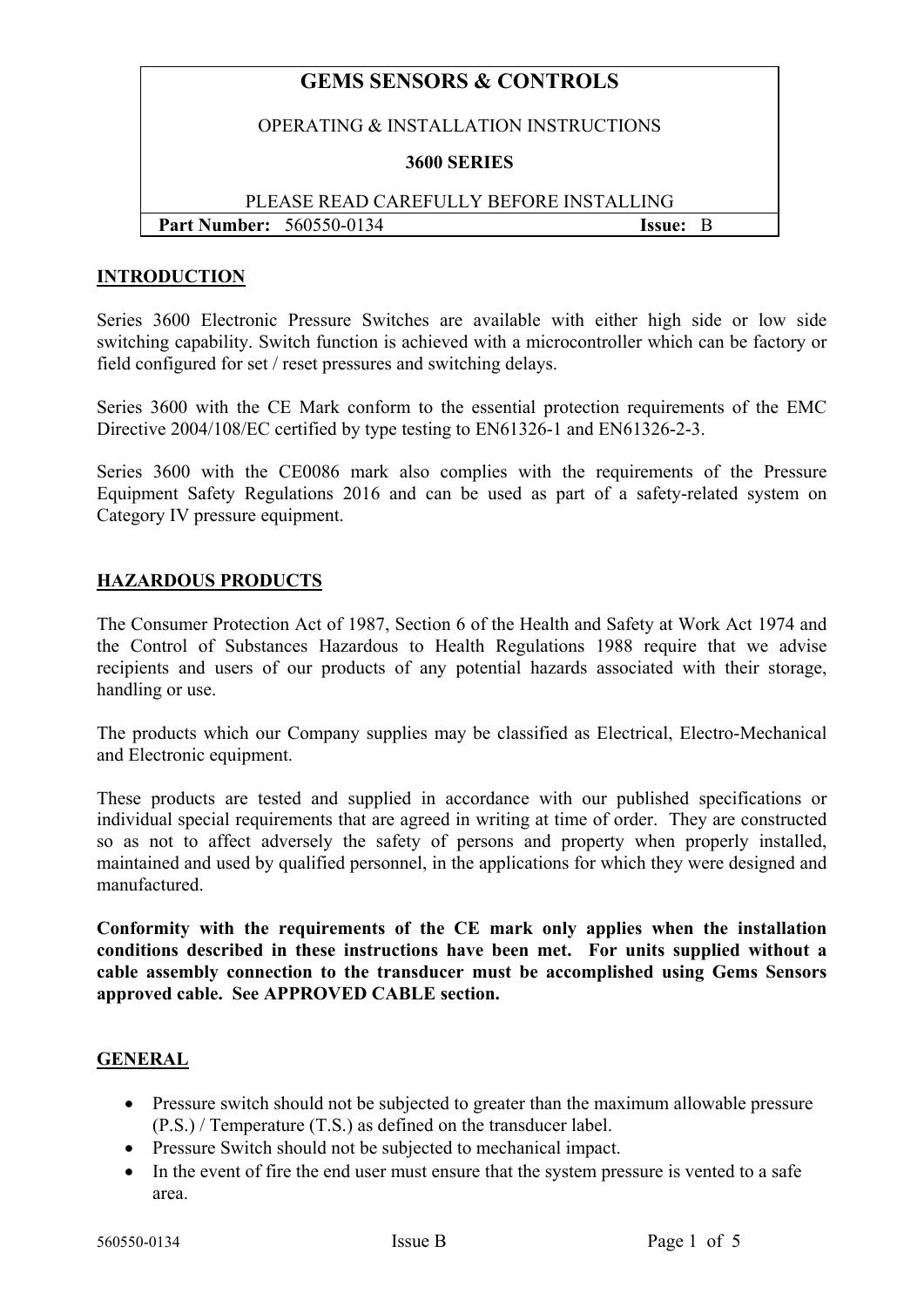# GEMS SENSORS & CONTROLS

OPERATING & INSTALLATION INSTRUCTIONS

**3600 SERIES**

PLEASE READ CAREFULLY BEFORE INSTALLING

**Part Number:** 560550-0134 **Issue:** B

## INTRODUCTION

Series 3600 Electronic Pressure Switches are available with either high side or low side switching capability. Switch function is achieved with a microcontroller which can be factory or field configured for set / reset pressures and switching delays.

Series 3600 with the CE Mark conform to the essential protection requirements of the EMC Directive 2004/108/EC certified by type testing to EN61326-1 and EN61326-2-3.

Series 3600 with the CE0086 mark also complies with the requirements of the Pressure Equipment Safety Regulations 2016 and can be used as part of a safety-related system on Category IV pressure equipment.

## HAZARDOUS PRODUCTS

The Consumer Protection Act of 1987, Section 6 of the Health and Safety at Work Act 1974 and the Control of Substances Hazardous to Health Regulations 1988 require that we advise recipients and users of our products of any potential hazards associated with their storage, handling or use.

The products which our Company supplies may be classified as Electrical, Electro-Mechanical and Electronic equipment.

These products are tested and supplied in accordance with our published specifications or individual special requirements that are agreed in writing at time of order. They are constructed so as not to affect adversely the safety of persons and property when properly installed, maintained and used by qualified personnel, in the applications for which they were designed and manufactured.

**Conformity with the requirements of the CE mark only applies when the installation conditions described in these instructions have been met. For units supplied without a cable assembly connection to the transducer must be accomplished using Gems Sensors approved cable. See APPROVED CABLE section.**

## GENERAL

- Pressure switch should not be subjected to greater than the maximum allowable pressure (P.S.) / Temperature (T.S.) as defined on the transducer label.
- Pressure Switch should not be subjected to mechanical impact.
- In the event of fire the end user must ensure that the system pressure is vented to a safe area.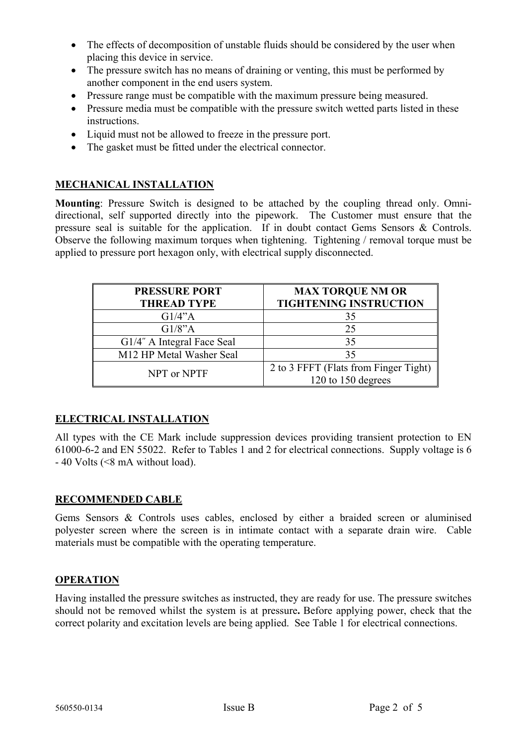- The effects of decomposition of unstable fluids should be considered by the user when placing this device in service.
- The pressure switch has no means of draining or venting, this must be performed by another component in the end users system.
- Pressure range must be compatible with the maximum pressure being measured.
- Pressure media must be compatible with the pressure switch wetted parts listed in these instructions.
- Liquid must not be allowed to freeze in the pressure port.
- The gasket must be fitted under the electrical connector.

## MECHANICAL INSTALLATION

**Mounting**: Pressure Switch is designed to be attached by the coupling thread only. Omni-directional, self supported directly into the pipework. The Customer must ensure that the pressure seal is suitable for the application. If in doubt contact Gems Sensors & Controls. Observe the following maximum torques when tightening. Tightening / removal torque must be applied to pressure port hexagon only, with electrical supply disconnected.

| PRESSURE PORT THREAD TYPE | MAX TORQUE NM OR TIGHTENING INSTRUCTION |
|---|---|
| G1/4"A | 35 |
| G1/8"A | 25 |
| G1/4″ A Integral Face Seal | 35 |
| M12 HP Metal Washer Seal | 35 |
| NPT or NPTF | 2 to 3 FFFT (Flats from Finger Tight) 120 to 150 degrees |

## ELECTRICAL INSTALLATION

All types with the CE Mark include suppression devices providing transient protection to EN 61000-6-2 and EN 55022. Refer to Tables 1 and 2 for electrical connections. Supply voltage is 6 - 40 Volts (<8 mA without load).

## RECOMMENDED CABLE

Gems Sensors & Controls uses cables, enclosed by either a braided screen or aluminised polyester screen where the screen is in intimate contact with a separate drain wire. Cable materials must be compatible with the operating temperature.

## OPERATION

Having installed the pressure switches as instructed, they are ready for use. The pressure switches should not be removed whilst the system is at pressure**.** Before applying power, check that the correct polarity and excitation levels are being applied. See Table 1 for electrical connections.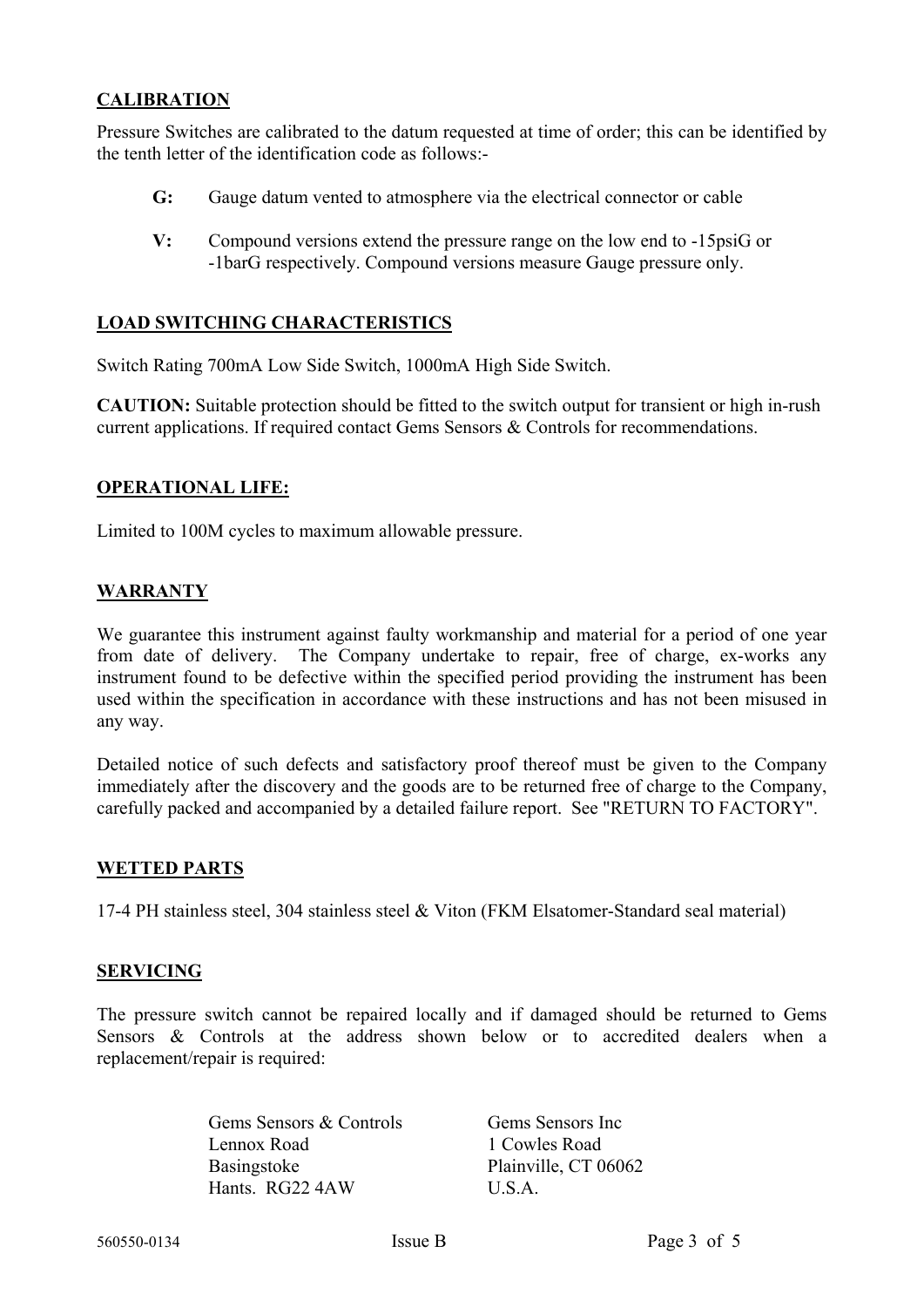## CALIBRATION

Pressure Switches are calibrated to the datum requested at time of order; this can be identified by the tenth letter of the identification code as follows:-

- **G:** Gauge datum vented to atmosphere via the electrical connector or cable
- **V:** Compound versions extend the pressure range on the low end to -15psiG or -1barG respectively. Compound versions measure Gauge pressure only.

## LOAD SWITCHING CHARACTERISTICS

Switch Rating 700mA Low Side Switch, 1000mA High Side Switch.

**CAUTION:** Suitable protection should be fitted to the switch output for transient or high in-rush current applications. If required contact Gems Sensors & Controls for recommendations.

## OPERATIONAL LIFE:

Limited to 100M cycles to maximum allowable pressure.

## WARRANTY

We guarantee this instrument against faulty workmanship and material for a period of one year from date of delivery. The Company undertake to repair, free of charge, ex-works any instrument found to be defective within the specified period providing the instrument has been used within the specification in accordance with these instructions and has not been misused in any way.

Detailed notice of such defects and satisfactory proof thereof must be given to the Company immediately after the discovery and the goods are to be returned free of charge to the Company, carefully packed and accompanied by a detailed failure report. See "RETURN TO FACTORY".

## WETTED PARTS

17-4 PH stainless steel, 304 stainless steel & Viton (FKM Elsatomer-Standard seal material)

## SERVICING

The pressure switch cannot be repaired locally and if damaged should be returned to Gems Sensors & Controls at the address shown below or to accredited dealers when a replacement/repair is required:

Gems Sensors & Controls
Lennox Road
Basingstoke
Hants. RG22 4AW

Gems Sensors Inc
1 Cowles Road
Plainville, CT 06062
U.S.A.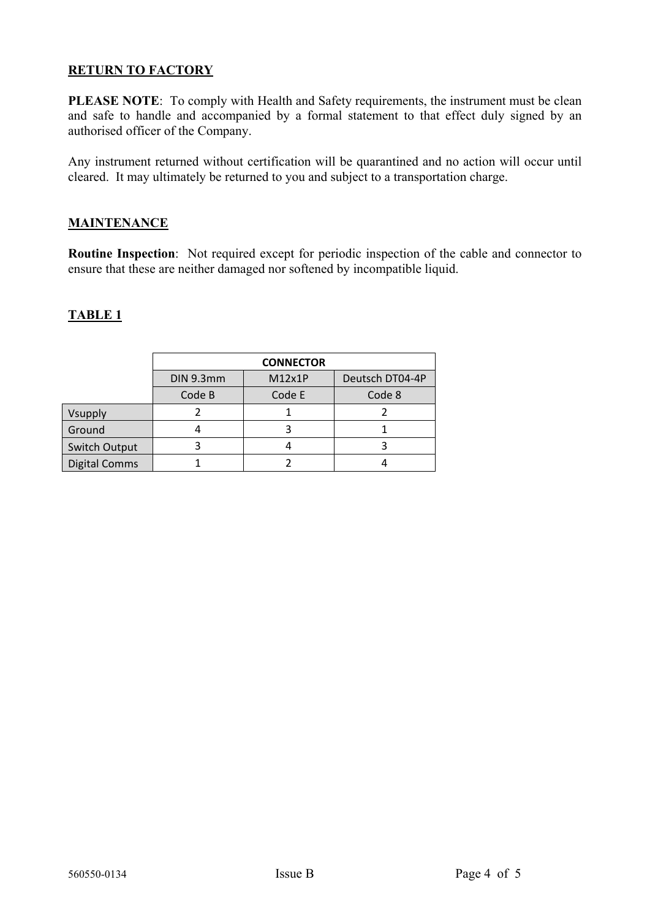## RETURN TO FACTORY

**PLEASE NOTE**: To comply with Health and Safety requirements, the instrument must be clean and safe to handle and accompanied by a formal statement to that effect duly signed by an authorised officer of the Company.

Any instrument returned without certification will be quarantined and no action will occur until cleared. It may ultimately be returned to you and subject to a transportation charge.

## MAINTENANCE

**Routine Inspection**: Not required except for periodic inspection of the cable and connector to ensure that these are neither damaged nor softened by incompatible liquid.

## TABLE 1

| | CONNECTOR | | |
|---|---|---|---|
| | DIN 9.3mm | M12x1P | Deutsch DT04-4P |
| | Code B | Code E | Code 8 |
| Vsupply | 2 | 1 | 2 |
| Ground | 4 | 3 | 1 |
| Switch Output | 3 | 4 | 3 |
| Digital Comms | 1 | 2 | 4 |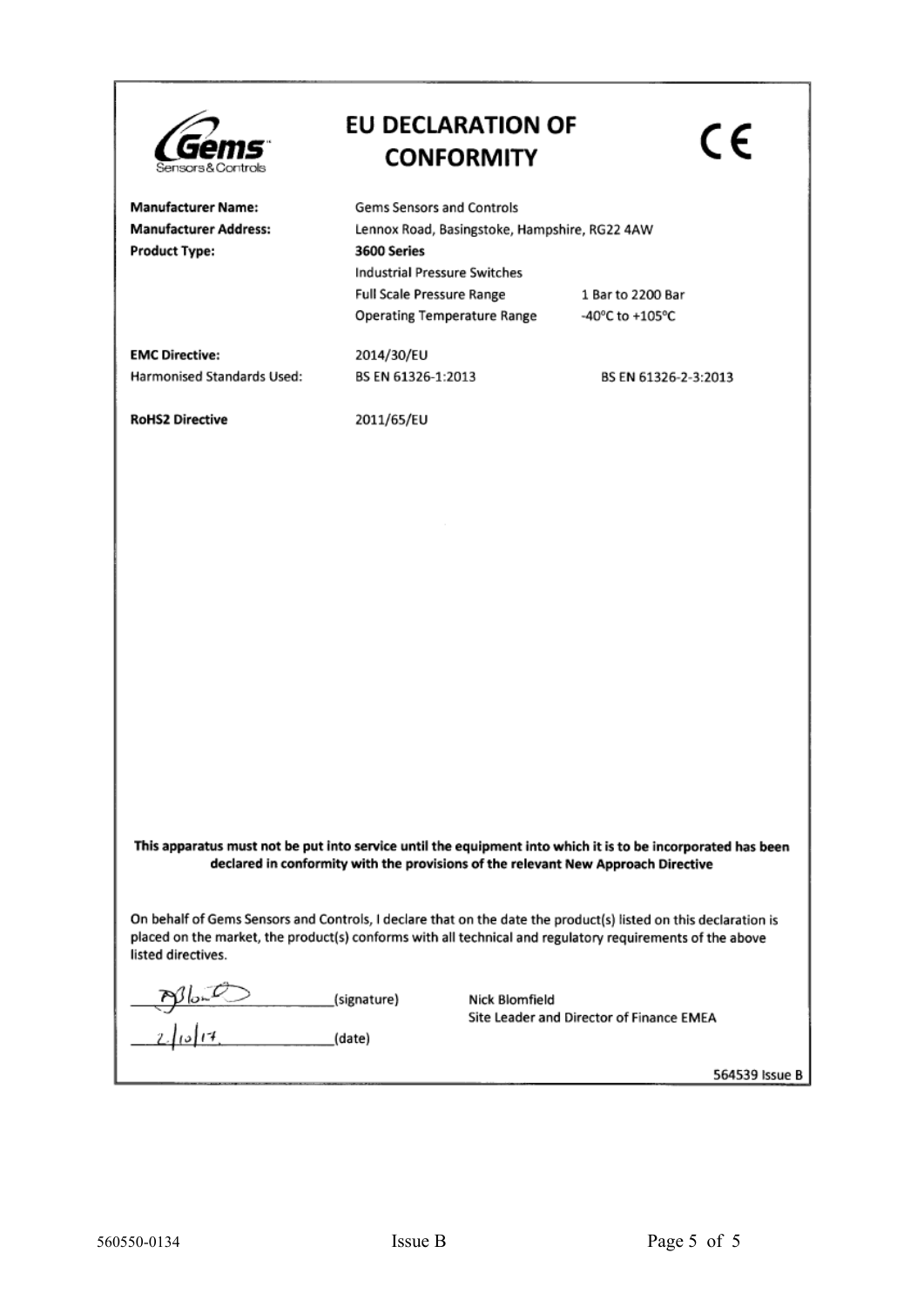# EU DECLARATION OF CONFORMITY

CE

| | | |
|---|---|---|
| **Manufacturer Name:** | Gems Sensors and Controls | |
| **Manufacturer Address:** | Lennox Road, Basingstoke, Hampshire, RG22 4AW | |
| **Product Type:** | **3600 Series** | |
| | Industrial Pressure Switches | |
| | Full Scale Pressure Range | 1 Bar to 2200 Bar |
| | Operating Temperature Range | -40°C to +105°C |
| **EMC Directive:** | 2014/30/EU | |
| Harmonised Standards Used: | BS EN 61326-1:2013 | BS EN 61326-2-3:2013 |
| **RoHS2 Directive** | 2011/65/EU | |

**This apparatus must not be put into service until the equipment into which it is to be incorporated has been declared in conformity with the provisions of the relevant New Approach Directive**

On behalf of Gems Sensors and Controls, I declare that on the date the product(s) listed on this declaration is placed on the market, the product(s) conforms with all technical and regulatory requirements of the above listed directives.

_______________(signature)

Nick Blomfield
Site Leader and Director of Finance EMEA

2/10/17 (date)

564539 Issue B